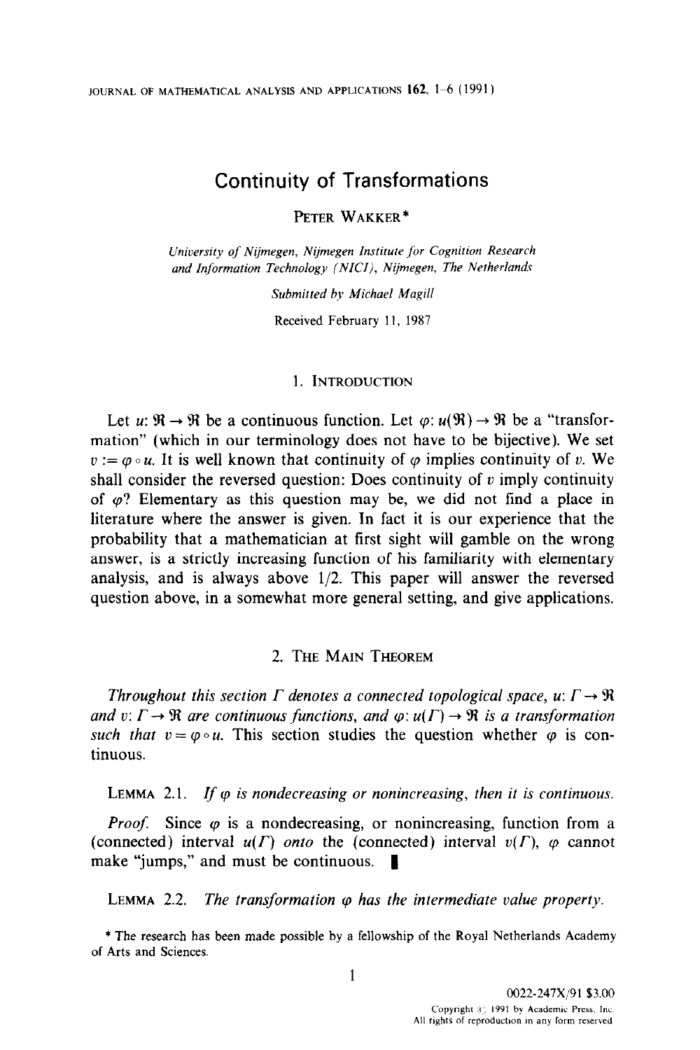# Continuity of Transformations

PETER WAKKER*

*University of Nijmegen, Nijmegen Institute for Cognition Research and Information Technology (NICI), Nijmegen, The Netherlands*

*Submitted by Michael Magill*

Received February 11, 1987

## 1. Introduction

Let $u: \mathfrak{R} \to \mathfrak{R}$ be a continuous function. Let $\varphi: u(\mathfrak{R}) \to \mathfrak{R}$ be a "transformation" (which in our terminology does not have to be bijective). We set $v := \varphi \circ u$. It is well known that continuity of $\varphi$ implies continuity of $v$. We shall consider the reversed question: Does continuity of $v$ imply continuity of $\varphi$? Elementary as this question may be, we did not find a place in literature where the answer is given. In fact it is our experience that the probability that a mathematician at first sight will gamble on the wrong answer, is a strictly increasing function of his familiarity with elementary analysis, and is always above 1/2. This paper will answer the reversed question above, in a somewhat more general setting, and give applications.

## 2. The Main Theorem

*Throughout this section $\Gamma$ denotes a connected topological space, $u: \Gamma \to \mathfrak{R}$ and $v: \Gamma \to \mathfrak{R}$ are continuous functions, and $\varphi: u(\Gamma) \to \mathfrak{R}$ is a transformation such that $v = \varphi \circ u$. This section studies the question whether $\varphi$ is continuous.*

LEMMA 2.1. *If $\varphi$ is nondecreasing or nonincreasing, then it is continuous.*

*Proof.* Since $\varphi$ is a nondecreasing, or nonincreasing, function from a (connected) interval $u(\Gamma)$ *onto* the (connected) interval $v(\Gamma)$, $\varphi$ cannot make "jumps," and must be continuous. ∎

LEMMA 2.2. *The transformation $\varphi$ has the intermediate value property.*

* The research has been made possible by a fellowship of the Royal Netherlands Academy of Arts and Sciences.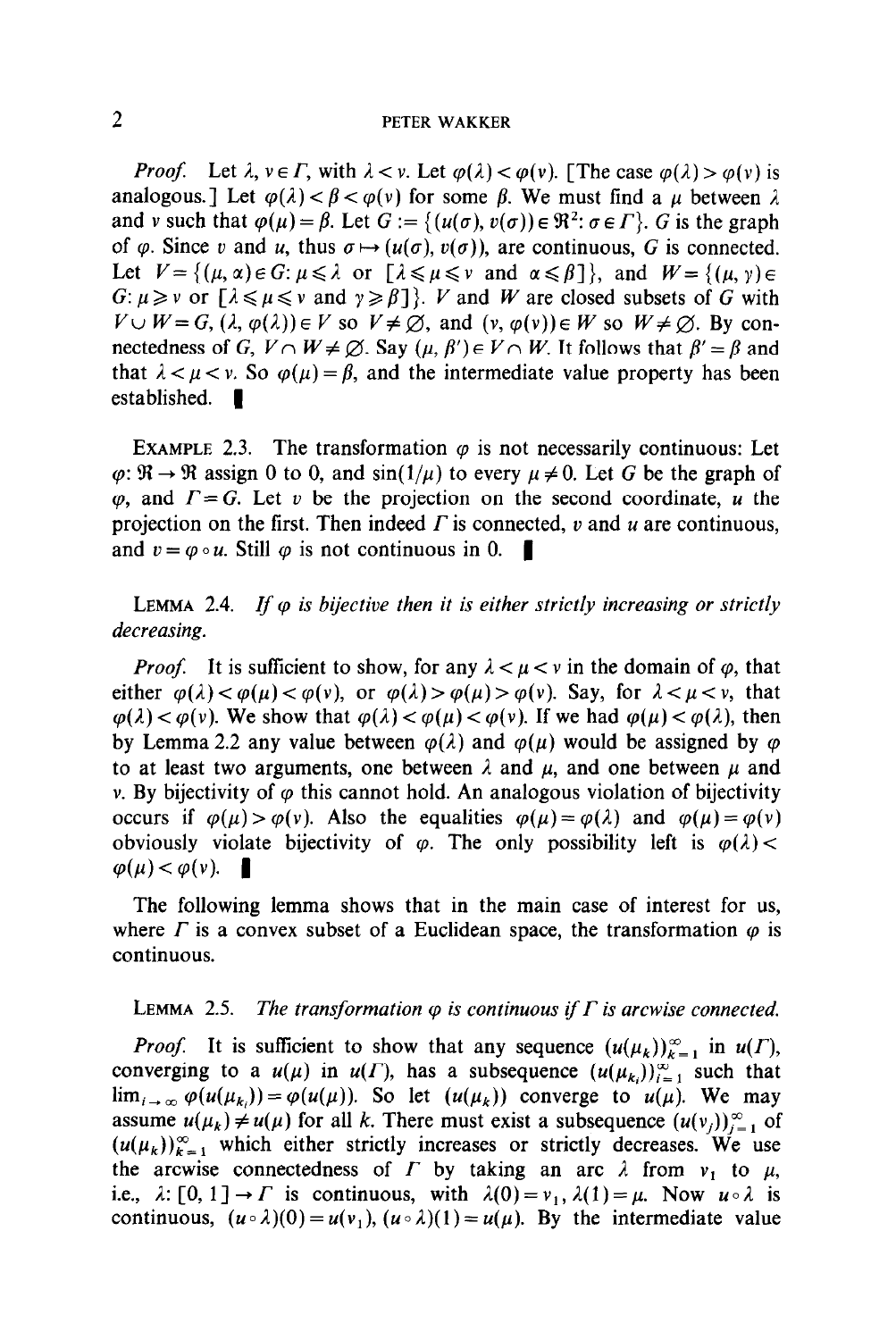*Proof.* Let $\lambda, \nu \in \Gamma$, with $\lambda < \nu$. Let $\varphi(\lambda) < \varphi(\nu)$. [The case $\varphi(\lambda) > \varphi(\nu)$ is analogous.] Let $\varphi(\lambda) < \beta < \varphi(\nu)$ for some $\beta$. We must find a $\mu$ between $\lambda$ and $\nu$ such that $\varphi(\mu) = \beta$. Let $G := \{(u(\sigma), v(\sigma)) \in \Re^2 : \sigma \in \Gamma\}$. $G$ is the graph of $\varphi$. Since $v$ and $u$, thus $\sigma \mapsto (u(\sigma), v(\sigma))$, are continuous, $G$ is connected. Let $V = \{(\mu, \alpha) \in G : \mu \leqslant \lambda$ or $[\lambda \leqslant \mu \leqslant \nu$ and $\alpha \leqslant \beta]\}$, and $W = \{(\mu, \gamma) \in G : \mu \geqslant \nu$ or $[\lambda \leqslant \mu \leqslant \nu$ and $\gamma \geqslant \beta]\}$. $V$ and $W$ are closed subsets of $G$ with $V \cup W = G$, $(\lambda, \varphi(\lambda)) \in V$ so $V \neq \varnothing$, and $(\nu, \varphi(\nu)) \in W$ so $W \neq \varnothing$. By connectedness of $G$, $V \cap W \neq \varnothing$. Say $(\mu, \beta') \in V \cap W$. It follows that $\beta' = \beta$ and that $\lambda < \mu < \nu$. So $\varphi(\mu) = \beta$, and the intermediate value property has been established. ∎

EXAMPLE 2.3. The transformation $\varphi$ is not necessarily continuous: Let $\varphi: \Re \to \Re$ assign 0 to 0, and $\sin(1/\mu)$ to every $\mu \neq 0$. Let $G$ be the graph of $\varphi$, and $\Gamma = G$. Let $v$ be the projection on the second coordinate, $u$ the projection on the first. Then indeed $\Gamma$ is connected, $v$ and $u$ are continuous, and $v = \varphi \circ u$. Still $\varphi$ is not continuous in 0. ∎

LEMMA 2.4. *If $\varphi$ is bijective then it is either strictly increasing or strictly decreasing.*

*Proof.* It is sufficient to show, for any $\lambda < \mu < \nu$ in the domain of $\varphi$, that either $\varphi(\lambda) < \varphi(\mu) < \varphi(\nu)$, or $\varphi(\lambda) > \varphi(\mu) > \varphi(\nu)$. Say, for $\lambda < \mu < \nu$, that $\varphi(\lambda) < \varphi(\nu)$. We show that $\varphi(\lambda) < \varphi(\mu) < \varphi(\nu)$. If we had $\varphi(\mu) < \varphi(\lambda)$, then by Lemma 2.2 any value between $\varphi(\lambda)$ and $\varphi(\mu)$ would be assigned by $\varphi$ to at least two arguments, one between $\lambda$ and $\mu$, and one between $\mu$ and $\nu$. By bijectivity of $\varphi$ this cannot hold. An analogous violation of bijectivity occurs if $\varphi(\mu) > \varphi(\nu)$. Also the equalities $\varphi(\mu) = \varphi(\lambda)$ and $\varphi(\mu) = \varphi(\nu)$ obviously violate bijectivity of $\varphi$. The only possibility left is $\varphi(\lambda) < \varphi(\mu) < \varphi(\nu)$. ∎

The following lemma shows that in the main case of interest for us, where $\Gamma$ is a convex subset of a Euclidean space, the transformation $\varphi$ is continuous.

LEMMA 2.5. *The transformation $\varphi$ is continuous if $\Gamma$ is arcwise connected.*

*Proof.* It is sufficient to show that any sequence $(u(\mu_k))_{k=1}^{\infty}$ in $u(\Gamma)$, converging to a $u(\mu)$ in $u(\Gamma)$, has a subsequence $(u(\mu_{k_i}))_{i=1}^{\infty}$ such that $\lim_{i \to \infty} \varphi(u(\mu_{k_i})) = \varphi(u(\mu))$. So let $(u(\mu_k))$ converge to $u(\mu)$. We may assume $u(\mu_k) \neq u(\mu)$ for all $k$. There must exist a subsequence $(u(\nu_j))_{j=1}^{\infty}$ of $(u(\mu_k))_{k=1}^{\infty}$ which either strictly increases or strictly decreases. We use the arcwise connectedness of $\Gamma$ by taking an arc $\lambda$ from $\nu_1$ to $\mu$, i.e., $\lambda: [0, 1] \to \Gamma$ is continuous, with $\lambda(0) = \nu_1$, $\lambda(1) = \mu$. Now $u \circ \lambda$ is continuous, $(u \circ \lambda)(0) = u(\nu_1)$, $(u \circ \lambda)(1) = u(\mu)$. By the intermediate value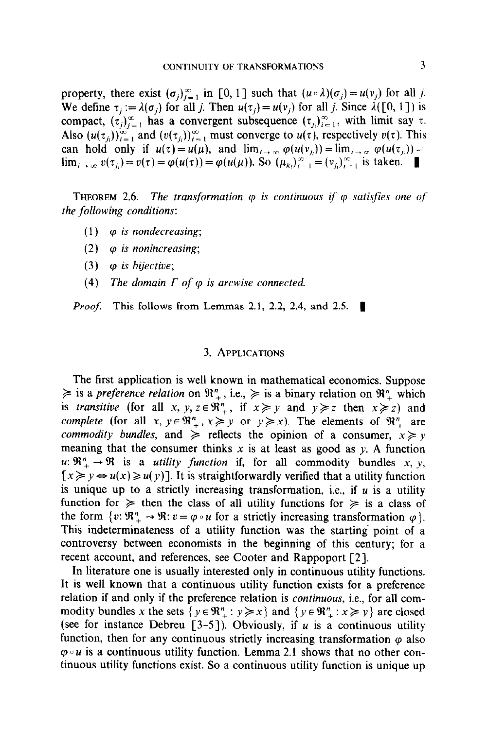property, there exist $(\sigma_j)_{j=1}^{\infty}$ in $[0, 1]$ such that $(u \circ \lambda)(\sigma_j) = u(v_j)$ for all $j$. We define $\tau_j := \lambda(\sigma_j)$ for all $j$. Then $u(\tau_j) = u(v_j)$ for all $j$. Since $\lambda([0, 1])$ is compact, $(\tau_j)_{j=1}^{\infty}$ has a convergent subsequence $(\tau_{j_i})_{i=1}^{\infty}$, with limit say $\tau$. Also $(u(\tau_{j_i}))_{i=1}^{\infty}$ and $(v(\tau_{j_i}))_{i=1}^{\infty}$ must converge to $u(\tau)$, respectively $v(\tau)$. This can hold only if $u(\tau) = u(\mu)$, and $\lim_{i \to \infty} \varphi(u(v_{j_i})) = \lim_{i \to \infty} \varphi(u(\tau_{j_i})) = \lim_{i \to \infty} v(\tau_{j_i}) = v(\tau) = \varphi(u(\tau)) = \varphi(u(\mu))$. So $(\mu_{k_i})_{i=1}^{\infty} = (v_{j_i})_{i=1}^{\infty}$ is taken. ∎

**Theorem 2.6.** *The transformation $\varphi$ is continuous if $\varphi$ satisfies one of the following conditions*:

(1) *$\varphi$ is nondecreasing*;

(2) *$\varphi$ is nonincreasing*;

(3) *$\varphi$ is bijective*;

(4) *The domain $\Gamma$ of $\varphi$ is arcwise connected.*

*Proof.* This follows from Lemmas 2.1, 2.2, 2.4, and 2.5. ∎

## 3. Applications

The first application is well known in mathematical economics. Suppose $\succcurlyeq$ is a *preference relation* on $\mathfrak{R}_+^n$, i.e., $\succcurlyeq$ is a binary relation on $\mathfrak{R}_+^n$ which is *transitive* (for all $x, y, z \in \mathfrak{R}_+^n$, if $x \succcurlyeq y$ and $y \succcurlyeq z$ then $x \succcurlyeq z$) and *complete* (for all $x, y \in \mathfrak{R}_+^n$, $x \succcurlyeq y$ or $y \succcurlyeq x$). The elements of $\mathfrak{R}_+^n$ are *commodity bundles*, and $\succcurlyeq$ reflects the opinion of a consumer, $x \succcurlyeq y$ meaning that the consumer thinks $x$ is at least as good as $y$. A function $u: \mathfrak{R}_+^n \to \mathfrak{R}$ is a *utility function* if, for all commodity bundles $x, y$, $[x \succcurlyeq y \Leftrightarrow u(x) \geqslant u(y)]$. It is straightforwardly verified that a utility function is unique up to a strictly increasing transformation, i.e., if $u$ is a utility function for $\succcurlyeq$ then the class of all utility functions for $\succcurlyeq$ is a class of the form $\{v: \mathfrak{R}_+^n \to \mathfrak{R}: v = \varphi \circ u$ for a strictly increasing transformation $\varphi\}$. This indeterminateness of a utility function was the starting point of a controversy between economists in the beginning of this century; for a recent account, and references, see Cooter and Rappoport [2].

In literature one is usually interested only in continuous utility functions. It is well known that a continuous utility function exists for a preference relation if and only if the preference relation is *continuous*, i.e., for all commodity bundles $x$ the sets $\{y \in \mathfrak{R}_+^n : y \succcurlyeq x\}$ and $\{y \in \mathfrak{R}_+^n : x \succcurlyeq y\}$ are closed (see for instance Debreu [3–5]). Obviously, if $u$ is a continuous utility function, then for any continuous strictly increasing transformation $\varphi$ also $\varphi \circ u$ is a continuous utility function. Lemma 2.1 shows that no other continuous utility functions exist. So a continuous utility function is unique up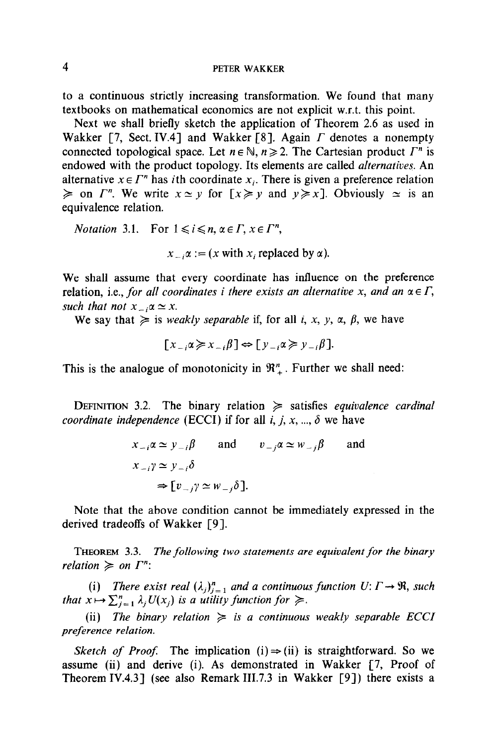to a continuous strictly increasing transformation. We found that many textbooks on mathematical economics are not explicit w.r.t. this point.

Next we shall briefly sketch the application of Theorem 2.6 as used in Wakker [7, Sect. IV.4] and Wakker [8]. Again $\Gamma$ denotes a nonempty connected topological space. Let $n \in \mathbb{N}$, $n \geqslant 2$. The Cartesian product $\Gamma^n$ is endowed with the product topology. Its elements are called *alternatives*. An alternative $x \in \Gamma^n$ has $i$th coordinate $x_i$. There is given a preference relation $\succcurlyeq$ on $\Gamma^n$. We write $x \simeq y$ for $[x \succcurlyeq y$ and $y \succcurlyeq x]$. Obviously $\simeq$ is an equivalence relation.

*Notation* 3.1. For $1 \leqslant i \leqslant n$, $\alpha \in \Gamma$, $x \in \Gamma^n$,

$$x_{-i}\alpha := (x \text{ with } x_i \text{ replaced by } \alpha).$$

We shall assume that every coordinate has influence on the preference relation, i.e., *for all coordinates $i$ there exists an alternative $x$, and an $\alpha \in \Gamma$, such that not $x_{-i}\alpha \simeq x$.*

We say that $\succcurlyeq$ is *weakly separable* if, for all $i$, $x$, $y$, $\alpha$, $\beta$, we have

$$[x_{-i}\alpha \succcurlyeq x_{-i}\beta] \Leftrightarrow [y_{-i}\alpha \succcurlyeq y_{-i}\beta].$$

This is the analogue of monotonicity in $\Re^n_+$. Further we shall need:

DEFINITION 3.2. The binary relation $\succcurlyeq$ satisfies *equivalence cardinal coordinate independence* (ECCI) if for all $i, j, x, ..., \delta$ we have

$$x_{-i}\alpha \simeq y_{-i}\beta \quad \text{and} \quad v_{-j}\alpha \simeq w_{-j}\beta \quad \text{and}$$
$$x_{-i}\gamma \simeq y_{-i}\delta$$
$$\Rightarrow [v_{-j}\gamma \simeq w_{-j}\delta].$$

Note that the above condition cannot be immediately expressed in the derived tradeoffs of Wakker [9].

THEOREM 3.3. *The following two statements are equivalent for the binary relation $\succcurlyeq$ on $\Gamma^n$:*

(i) *There exist real $(\lambda_j)_{j=1}^n$ and a continuous function $U: \Gamma \to \Re$, such that $x \mapsto \sum_{j=1}^n \lambda_j U(x_j)$ is a utility function for $\succcurlyeq$.*

(ii) *The binary relation $\succcurlyeq$ is a continuous weakly separable ECCI preference relation.*

*Sketch of Proof.* The implication (i) $\Rightarrow$ (ii) is straightforward. So we assume (ii) and derive (i). As demonstrated in Wakker [7, Proof of Theorem IV.4.3] (see also Remark III.7.3 in Wakker [9]) there exists a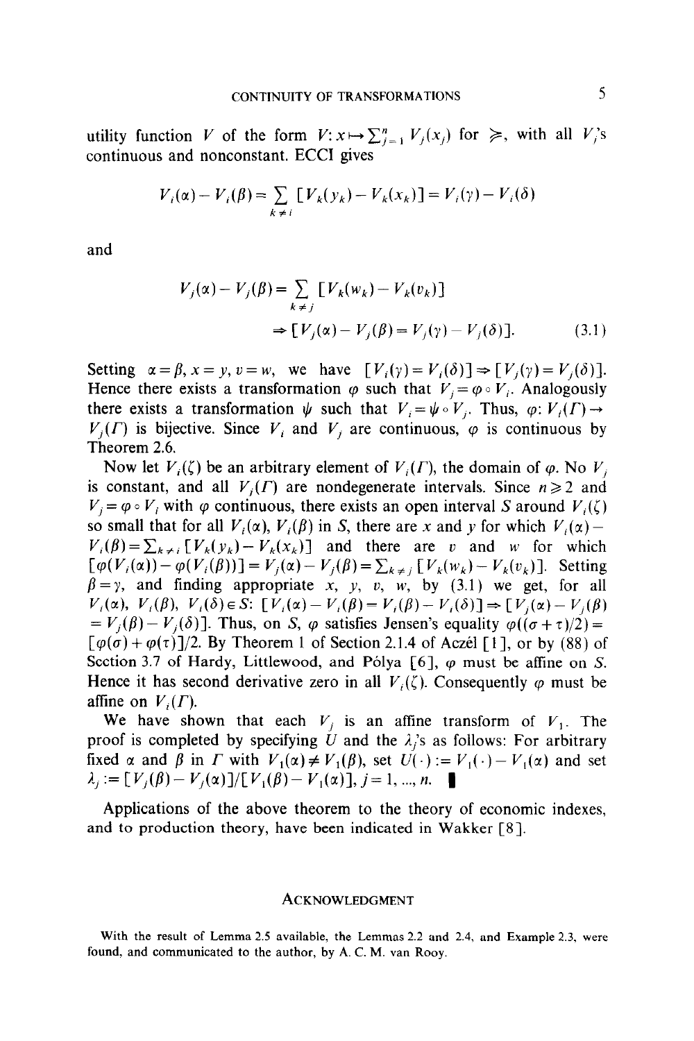utility function $V$ of the form $V: x \mapsto \sum_{j=1}^{n} V_j(x_j)$ for $\succcurlyeq$, with all $V_j$'s continuous and nonconstant. ECCI gives

$$V_i(\alpha) - V_i(\beta) = \sum_{k \neq i} [V_k(y_k) - V_k(x_k)] = V_i(\gamma) - V_i(\delta)$$

and

$$V_j(\alpha) - V_j(\beta) = \sum_{k \neq j} [V_k(w_k) - V_k(v_k)]$$
$$\Rightarrow [V_j(\alpha) - V_j(\beta) = V_j(\gamma) - V_j(\delta)]. \tag{3.1}$$

Setting $\alpha = \beta, x = y, v = w$, we have $[V_i(\gamma) = V_i(\delta)] \Rightarrow [V_j(\gamma) = V_j(\delta)]$. Hence there exists a transformation $\varphi$ such that $V_j = \varphi \circ V_i$. Analogously there exists a transformation $\psi$ such that $V_i = \psi \circ V_j$. Thus, $\varphi: V_i(\Gamma) \to V_j(\Gamma)$ is bijective. Since $V_i$ and $V_j$ are continuous, $\varphi$ is continuous by Theorem 2.6.

Now let $V_i(\zeta)$ be an arbitrary element of $V_i(\Gamma)$, the domain of $\varphi$. No $V_j$ is constant, and all $V_j(\Gamma)$ are nondegenerate intervals. Since $n \geqslant 2$ and $V_j = \varphi \circ V_i$ with $\varphi$ continuous, there exists an open interval $S$ around $V_i(\zeta)$ so small that for all $V_i(\alpha)$, $V_i(\beta)$ in $S$, there are $x$ and $y$ for which $V_i(\alpha) - V_i(\beta) = \sum_{k \neq i} [V_k(y_k) - V_k(x_k)]$ and there are $v$ and $w$ for which $[\varphi(V_i(\alpha)) - \varphi(V_i(\beta))] = V_j(\alpha) - V_j(\beta) = \sum_{k \neq j} [V_k(w_k) - V_k(v_k)]$. Setting $\beta = \gamma$, and finding appropriate $x$, $y$, $v$, $w$, by (3.1) we get, for all $V_i(\alpha)$, $V_i(\beta)$, $V_i(\delta) \in S$: $[V_i(\alpha) - V_i(\beta) = V_i(\beta) - V_i(\delta)] \Rightarrow [V_j(\alpha) - V_j(\beta) = V_j(\beta) - V_j(\delta)]$. Thus, on $S$, $\varphi$ satisfies Jensen's equality $\varphi((\sigma + \tau)/2) = [\varphi(\sigma) + \varphi(\tau)]/2$. By Theorem 1 of Section 2.1.4 of Aczél [1], or by (88) of Section 3.7 of Hardy, Littlewood, and Pólya [6], $\varphi$ must be affine on $S$. Hence it has second derivative zero in all $V_i(\zeta)$. Consequently $\varphi$ must be affine on $V_i(\Gamma)$.

We have shown that each $V_j$ is an affine transform of $V_1$. The proof is completed by specifying $U$ and the $\lambda_j$'s as follows: For arbitrary fixed $\alpha$ and $\beta$ in $\Gamma$ with $V_1(\alpha) \neq V_1(\beta)$, set $U(\cdot) := V_1(\cdot) - V_1(\alpha)$ and set $\lambda_j := [V_j(\beta) - V_j(\alpha)]/[V_1(\beta) - V_1(\alpha)]$, $j = 1, ..., n$. ∎

Applications of the above theorem to the theory of economic indexes, and to production theory, have been indicated in Wakker [8].

## ACKNOWLEDGMENT

With the result of Lemma 2.5 available, the Lemmas 2.2 and 2.4, and Example 2.3, were found, and communicated to the author, by A. C. M. van Rooy.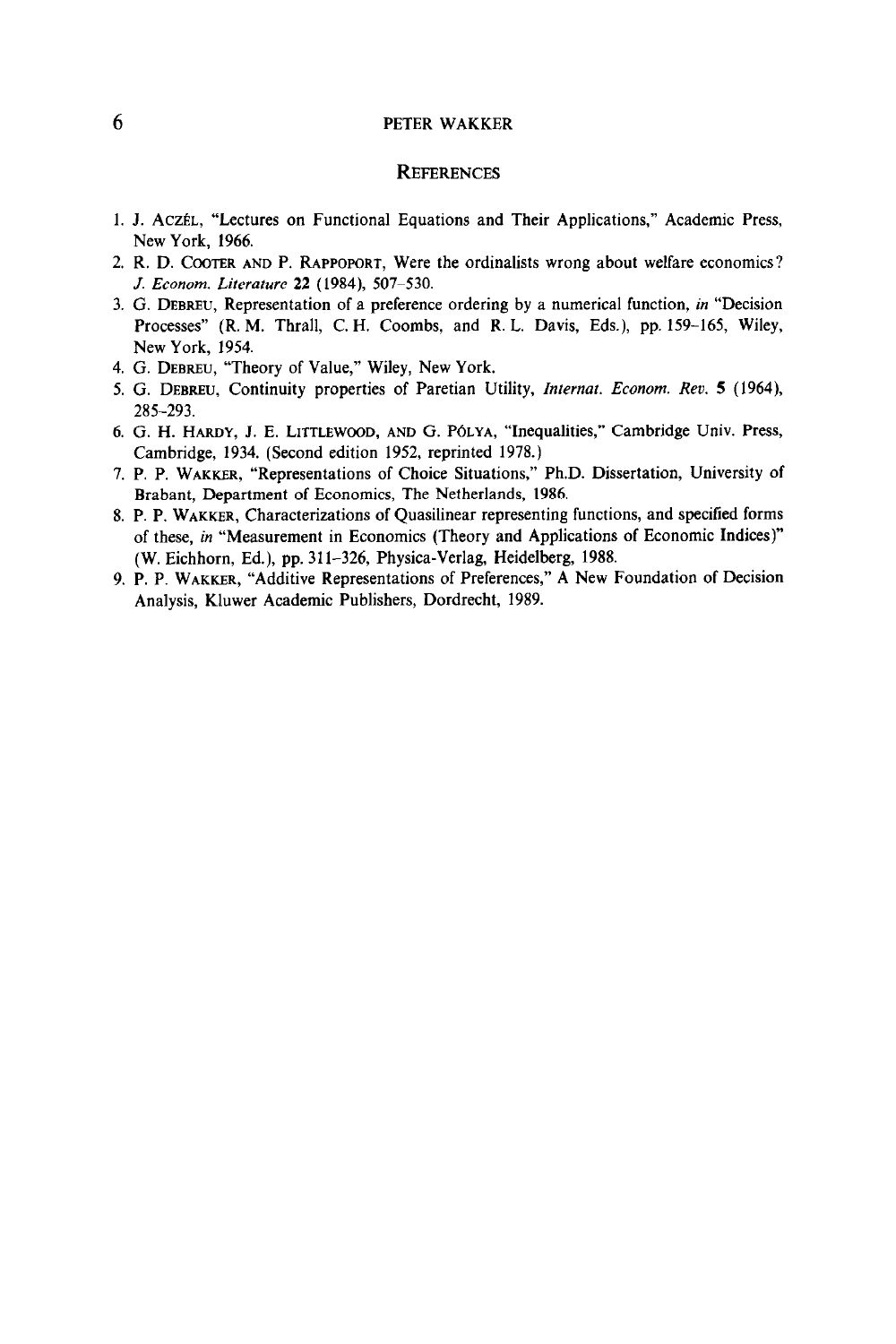## REFERENCES

1. J. Aczél, "Lectures on Functional Equations and Their Applications," Academic Press, New York, 1966.
2. R. D. Cooter and P. Rappoport, Were the ordinalists wrong about welfare economics? *J. Econom. Literature* **22** (1984), 507–530.
3. G. Debreu, Representation of a preference ordering by a numerical function, *in* "Decision Processes" (R. M. Thrall, C. H. Coombs, and R. L. Davis, Eds.), pp. 159–165, Wiley, New York, 1954.
4. G. Debreu, "Theory of Value," Wiley, New York.
5. G. Debreu, Continuity properties of Paretian Utility, *Internat. Econom. Rev.* **5** (1964), 285–293.
6. G. H. Hardy, J. E. Littlewood, and G. Pólya, "Inequalities," Cambridge Univ. Press, Cambridge, 1934. (Second edition 1952, reprinted 1978.)
7. P. P. Wakker, "Representations of Choice Situations," Ph.D. Dissertation, University of Brabant, Department of Economics, The Netherlands, 1986.
8. P. P. Wakker, Characterizations of Quasilinear representing functions, and specified forms of these, *in* "Measurement in Economics (Theory and Applications of Economic Indices)" (W. Eichhorn, Ed.), pp. 311–326, Physica-Verlag, Heidelberg, 1988.
9. P. P. Wakker, "Additive Representations of Preferences," A New Foundation of Decision Analysis, Kluwer Academic Publishers, Dordrecht, 1989.